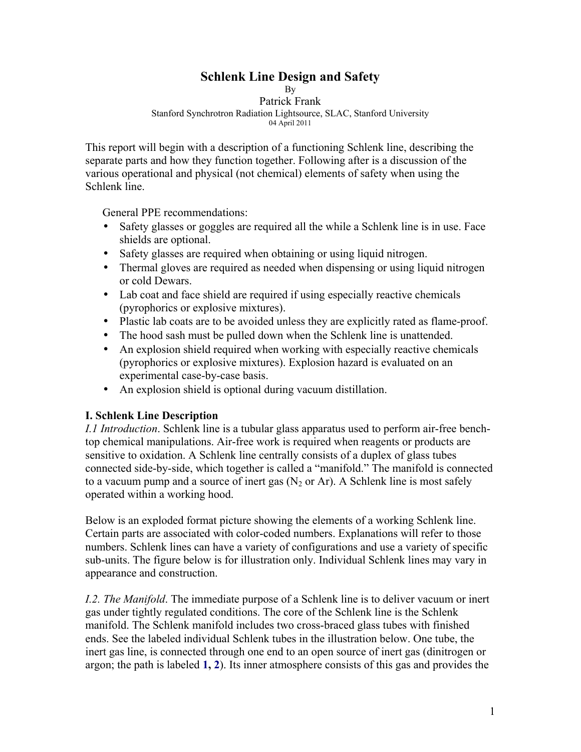# Schlenk Line Design and Safety

By

Patrick Frank

Stanford Synchrotron Radiation Lightsource, SLAC, Stanford University

04 April 2011

This report will begin with a description of a functioning Schlenk line, describing the separate parts and how they function together. Following after is a discussion of the various operational and physical (not chemical) elements of safety when using the Schlenk line.

General PPE recommendations:

- Safety glasses or goggles are required all the while a Schlenk line is in use. Face shields are optional.
- Safety glasses are required when obtaining or using liquid nitrogen.
- Thermal gloves are required as needed when dispensing or using liquid nitrogen or cold Dewars.
- Lab coat and face shield are required if using especially reactive chemicals (pyrophorics or explosive mixtures).
- Plastic lab coats are to be avoided unless they are explicitly rated as flame-proof.
- The hood sash must be pulled down when the Schlenk line is unattended.
- An explosion shield required when working with especially reactive chemicals (pyrophorics or explosive mixtures). Explosion hazard is evaluated on an experimental case-by-case basis.
- An explosion shield is optional during vacuum distillation.

## I. Schlenk Line Description

*I.1 Introduction*. Schlenk line is a tubular glass apparatus used to perform air-free bench-top chemical manipulations. Air-free work is required when reagents or products are sensitive to oxidation. A Schlenk line centrally consists of a duplex of glass tubes connected side-by-side, which together is called a "manifold." The manifold is connected to a vacuum pump and a source of inert gas ($N_2$ or Ar). A Schlenk line is most safely operated within a working hood.

Below is an exploded format picture showing the elements of a working Schlenk line. Certain parts are associated with color-coded numbers. Explanations will refer to those numbers. Schlenk lines can have a variety of configurations and use a variety of specific sub-units. The figure below is for illustration only. Individual Schlenk lines may vary in appearance and construction.

*I.2. The Manifold*. The immediate purpose of a Schlenk line is to deliver vacuum or inert gas under tightly regulated conditions. The core of the Schlenk line is the Schlenk manifold. The Schlenk manifold includes two cross-braced glass tubes with finished ends. See the labeled individual Schlenk tubes in the illustration below. One tube, the inert gas line, is connected through one end to an open source of inert gas (dinitrogen or argon; the path is labeled **1, 2**). Its inner atmosphere consists of this gas and provides the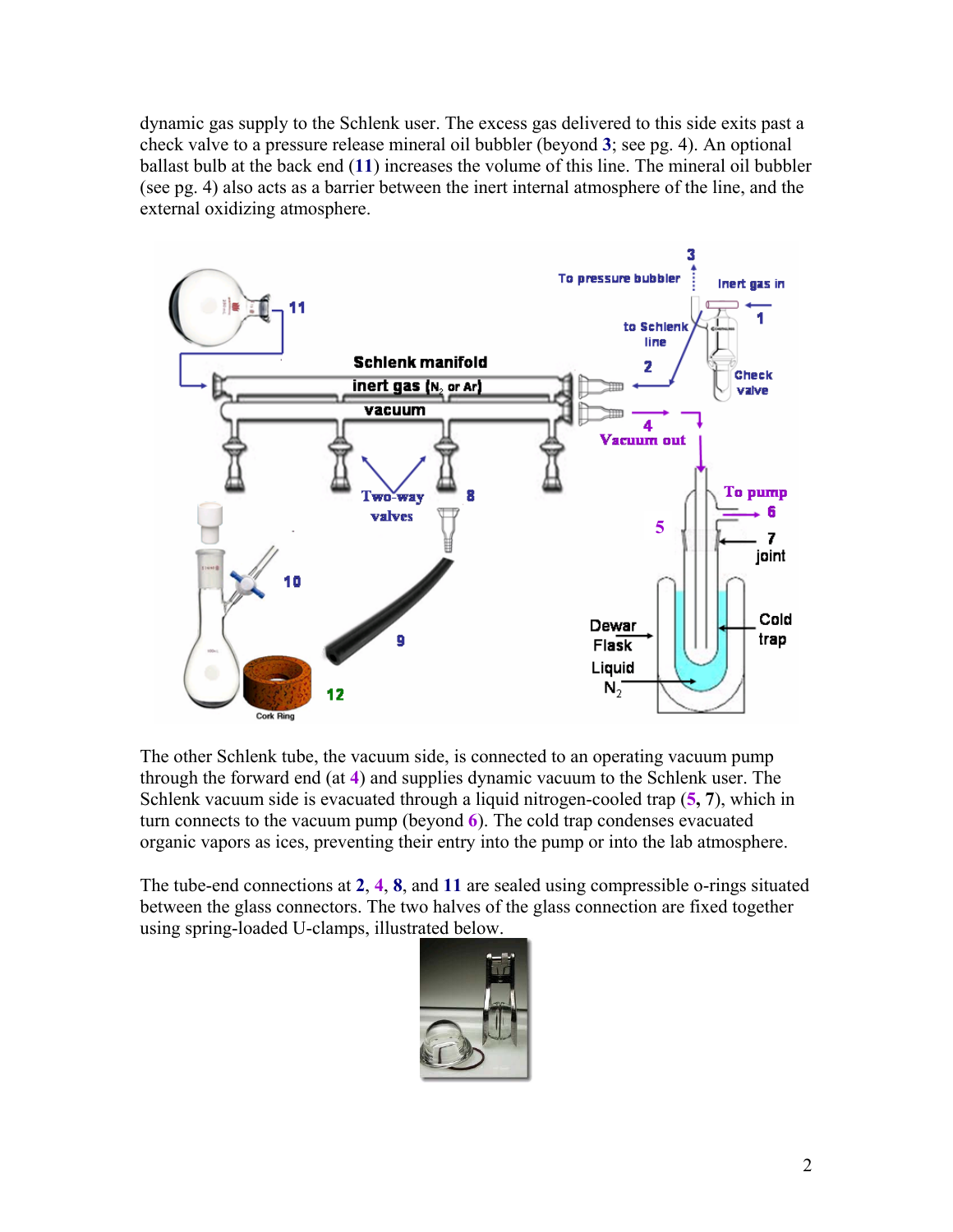dynamic gas supply to the Schlenk user. The excess gas delivered to this side exits past a check valve to a pressure release mineral oil bubbler (beyond **3**; see pg. 4). An optional ballast bulb at the back end (**11**) increases the volume of this line. The mineral oil bubbler (see pg. 4) also acts as a barrier between the inert internal atmosphere of the line, and the external oxidizing atmosphere.

The other Schlenk tube, the vacuum side, is connected to an operating vacuum pump through the forward end (at **4**) and supplies dynamic vacuum to the Schlenk user. The Schlenk vacuum side is evacuated through a liquid nitrogen-cooled trap (**5**, **7**), which in turn connects to the vacuum pump (beyond **6**). The cold trap condenses evacuated organic vapors as ices, preventing their entry into the pump or into the lab atmosphere.

The tube-end connections at **2**, **4**, **8**, and **11** are sealed using compressible o-rings situated between the glass connectors. The two halves of the glass connection are fixed together using spring-loaded U-clamps, illustrated below.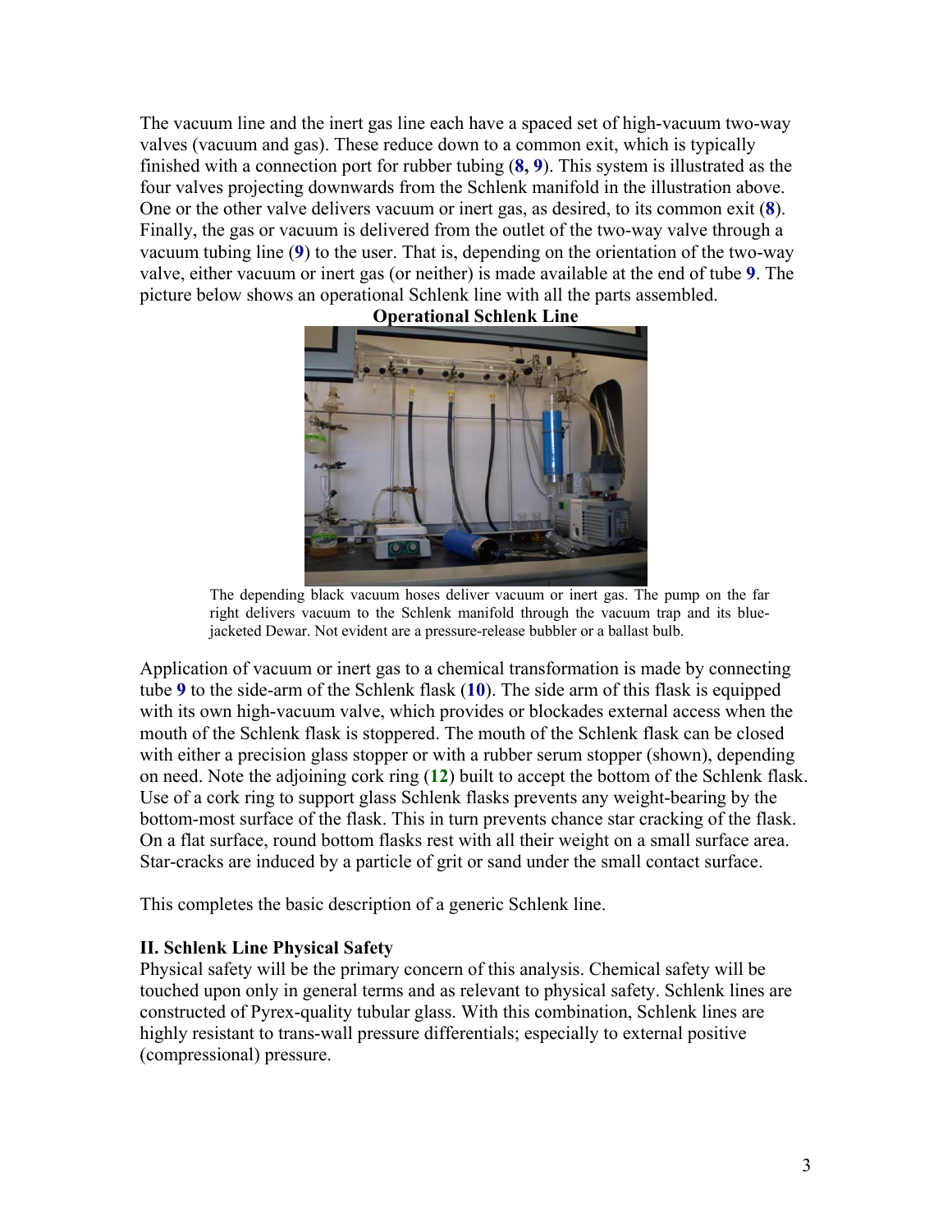The vacuum line and the inert gas line each have a spaced set of high-vacuum two-way valves (vacuum and gas). These reduce down to a common exit, which is typically finished with a connection port for rubber tubing (**8, 9**). This system is illustrated as the four valves projecting downwards from the Schlenk manifold in the illustration above. One or the other valve delivers vacuum or inert gas, as desired, to its common exit (**8**). Finally, the gas or vacuum is delivered from the outlet of the two-way valve through a vacuum tubing line (**9**) to the user. That is, depending on the orientation of the two-way valve, either vacuum or inert gas (or neither) is made available at the end of tube **9**. The picture below shows an operational Schlenk line with all the parts assembled.

**Operational Schlenk Line**

The depending black vacuum hoses deliver vacuum or inert gas. The pump on the far right delivers vacuum to the Schlenk manifold through the vacuum trap and its blue-jacketed Dewar. Not evident are a pressure-release bubbler or a ballast bulb.

Application of vacuum or inert gas to a chemical transformation is made by connecting tube **9** to the side-arm of the Schlenk flask (**10**). The side arm of this flask is equipped with its own high-vacuum valve, which provides or blockades external access when the mouth of the Schlenk flask is stoppered. The mouth of the Schlenk flask can be closed with either a precision glass stopper or with a rubber serum stopper (shown), depending on need. Note the adjoining cork ring (**12**) built to accept the bottom of the Schlenk flask. Use of a cork ring to support glass Schlenk flasks prevents any weight-bearing by the bottom-most surface of the flask. This in turn prevents chance star cracking of the flask. On a flat surface, round bottom flasks rest with all their weight on a small surface area. Star-cracks are induced by a particle of grit or sand under the small contact surface.

This completes the basic description of a generic Schlenk line.

### II. Schlenk Line Physical Safety

Physical safety will be the primary concern of this analysis. Chemical safety will be touched upon only in general terms and as relevant to physical safety. Schlenk lines are constructed of Pyrex-quality tubular glass. With this combination, Schlenk lines are highly resistant to trans-wall pressure differentials; especially to external positive (compressional) pressure.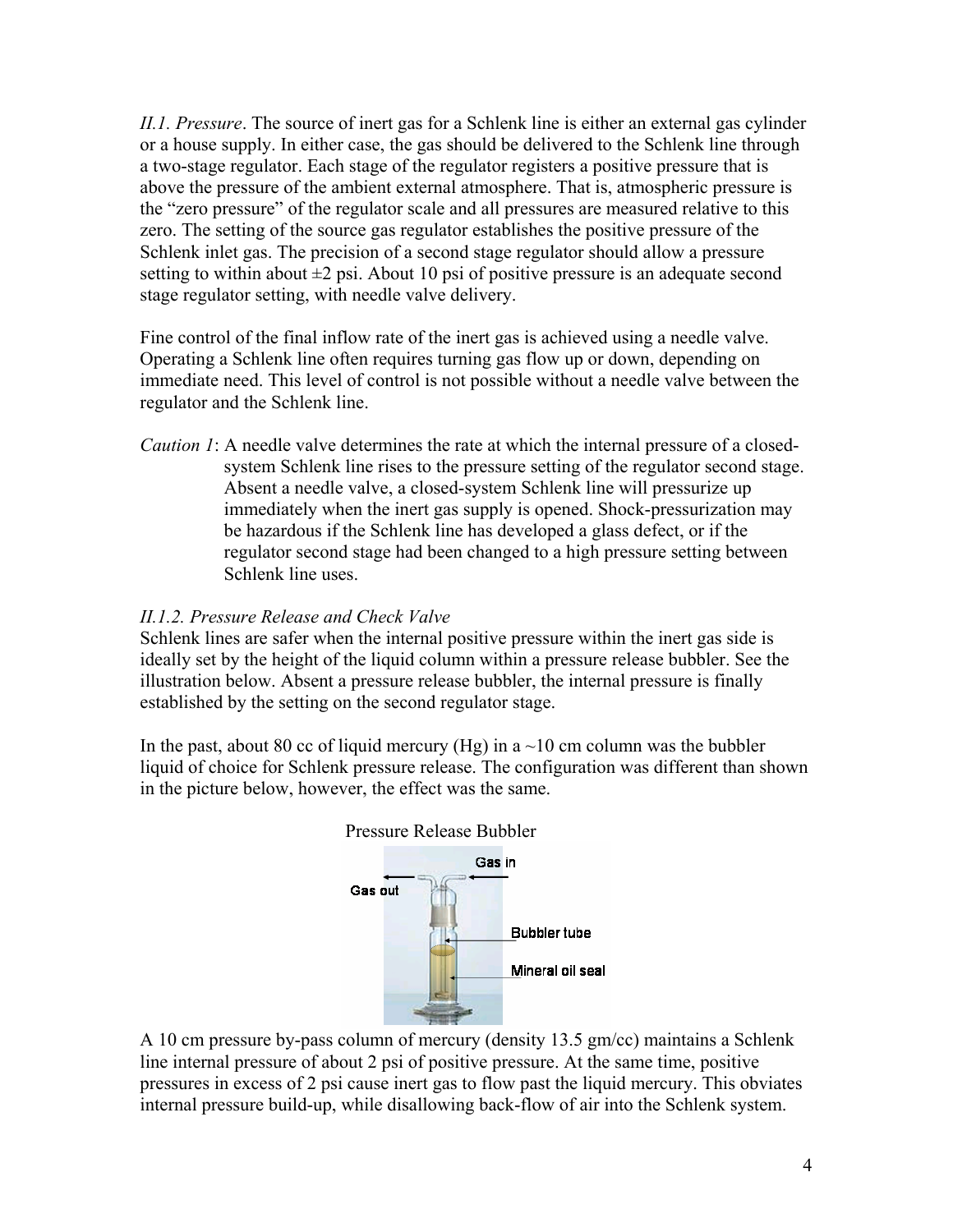*II.1. Pressure*. The source of inert gas for a Schlenk line is either an external gas cylinder or a house supply. In either case, the gas should be delivered to the Schlenk line through a two-stage regulator. Each stage of the regulator registers a positive pressure that is above the pressure of the ambient external atmosphere. That is, atmospheric pressure is the "zero pressure" of the regulator scale and all pressures are measured relative to this zero. The setting of the source gas regulator establishes the positive pressure of the Schlenk inlet gas. The precision of a second stage regulator should allow a pressure setting to within about ±2 psi. About 10 psi of positive pressure is an adequate second stage regulator setting, with needle valve delivery.

Fine control of the final inflow rate of the inert gas is achieved using a needle valve. Operating a Schlenk line often requires turning gas flow up or down, depending on immediate need. This level of control is not possible without a needle valve between the regulator and the Schlenk line.

*Caution 1*: A needle valve determines the rate at which the internal pressure of a closed-system Schlenk line rises to the pressure setting of the regulator second stage. Absent a needle valve, a closed-system Schlenk line will pressurize up immediately when the inert gas supply is opened. Shock-pressurization may be hazardous if the Schlenk line has developed a glass defect, or if the regulator second stage had been changed to a high pressure setting between Schlenk line uses.

*II.1.2. Pressure Release and Check Valve*

Schlenk lines are safer when the internal positive pressure within the inert gas side is ideally set by the height of the liquid column within a pressure release bubbler. See the illustration below. Absent a pressure release bubbler, the internal pressure is finally established by the setting on the second regulator stage.

In the past, about 80 cc of liquid mercury (Hg) in a ~10 cm column was the bubbler liquid of choice for Schlenk pressure release. The configuration was different than shown in the picture below, however, the effect was the same.

Pressure Release Bubbler

Gas in
Gas out
Bubbler tube
Mineral oil seal

A 10 cm pressure by-pass column of mercury (density 13.5 gm/cc) maintains a Schlenk line internal pressure of about 2 psi of positive pressure. At the same time, positive pressures in excess of 2 psi cause inert gas to flow past the liquid mercury. This obviates internal pressure build-up, while disallowing back-flow of air into the Schlenk system.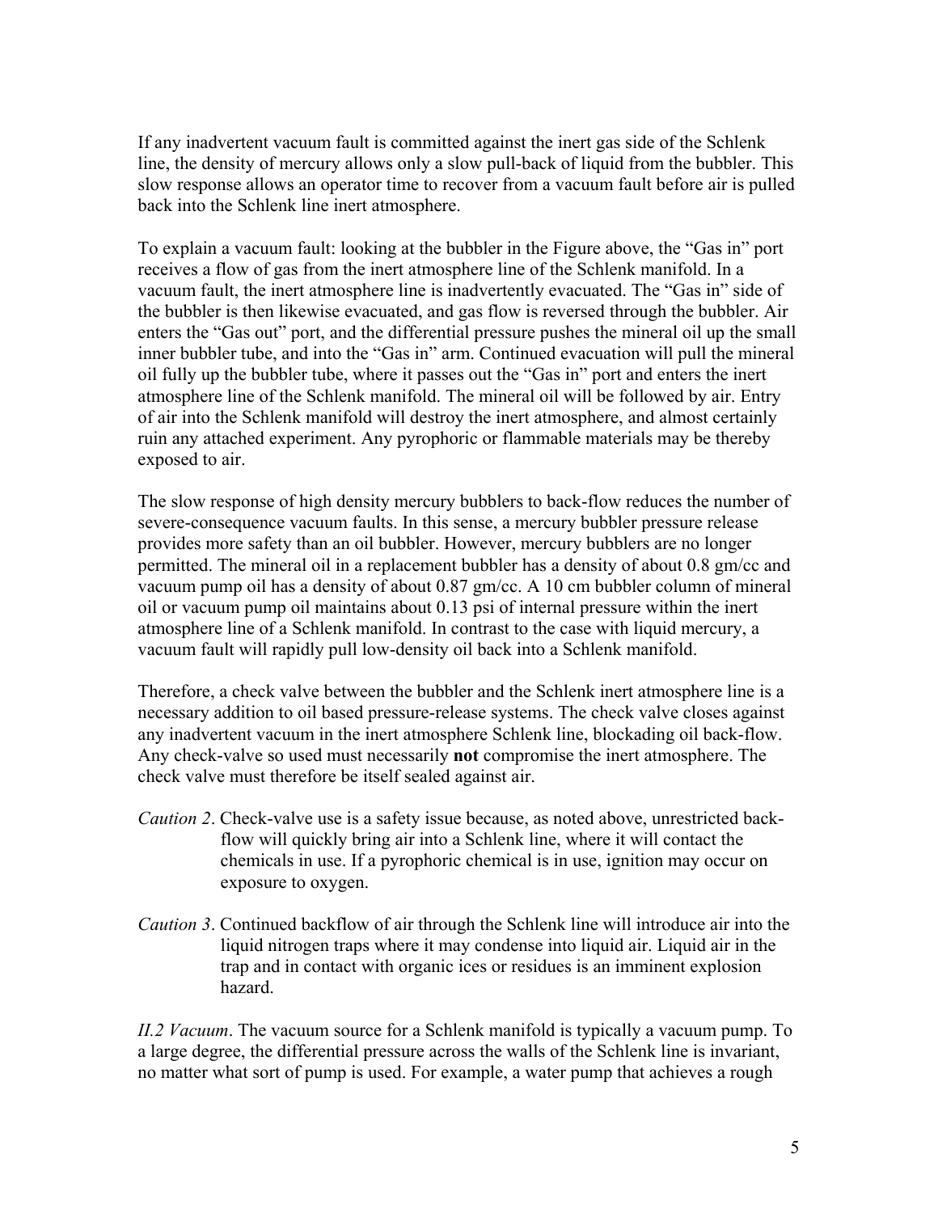If any inadvertent vacuum fault is committed against the inert gas side of the Schlenk line, the density of mercury allows only a slow pull-back of liquid from the bubbler. This slow response allows an operator time to recover from a vacuum fault before air is pulled back into the Schlenk line inert atmosphere.

To explain a vacuum fault: looking at the bubbler in the Figure above, the "Gas in" port receives a flow of gas from the inert atmosphere line of the Schlenk manifold. In a vacuum fault, the inert atmosphere line is inadvertently evacuated. The "Gas in" side of the bubbler is then likewise evacuated, and gas flow is reversed through the bubbler. Air enters the "Gas out" port, and the differential pressure pushes the mineral oil up the small inner bubbler tube, and into the "Gas in" arm. Continued evacuation will pull the mineral oil fully up the bubbler tube, where it passes out the "Gas in" port and enters the inert atmosphere line of the Schlenk manifold. The mineral oil will be followed by air. Entry of air into the Schlenk manifold will destroy the inert atmosphere, and almost certainly ruin any attached experiment. Any pyrophoric or flammable materials may be thereby exposed to air.

The slow response of high density mercury bubblers to back-flow reduces the number of severe-consequence vacuum faults. In this sense, a mercury bubbler pressure release provides more safety than an oil bubbler. However, mercury bubblers are no longer permitted. The mineral oil in a replacement bubbler has a density of about 0.8 gm/cc and vacuum pump oil has a density of about 0.87 gm/cc. A 10 cm bubbler column of mineral oil or vacuum pump oil maintains about 0.13 psi of internal pressure within the inert atmosphere line of a Schlenk manifold. In contrast to the case with liquid mercury, a vacuum fault will rapidly pull low-density oil back into a Schlenk manifold.

Therefore, a check valve between the bubbler and the Schlenk inert atmosphere line is a necessary addition to oil based pressure-release systems. The check valve closes against any inadvertent vacuum in the inert atmosphere Schlenk line, blockading oil back-flow. Any check-valve so used must necessarily **not** compromise the inert atmosphere. The check valve must therefore be itself sealed against air.

*Caution 2*. Check-valve use is a safety issue because, as noted above, unrestricted back-flow will quickly bring air into a Schlenk line, where it will contact the chemicals in use. If a pyrophoric chemical is in use, ignition may occur on exposure to oxygen.

*Caution 3*. Continued backflow of air through the Schlenk line will introduce air into the liquid nitrogen traps where it may condense into liquid air. Liquid air in the trap and in contact with organic ices or residues is an imminent explosion hazard.

*II.2 Vacuum*. The vacuum source for a Schlenk manifold is typically a vacuum pump. To a large degree, the differential pressure across the walls of the Schlenk line is invariant, no matter what sort of pump is used. For example, a water pump that achieves a rough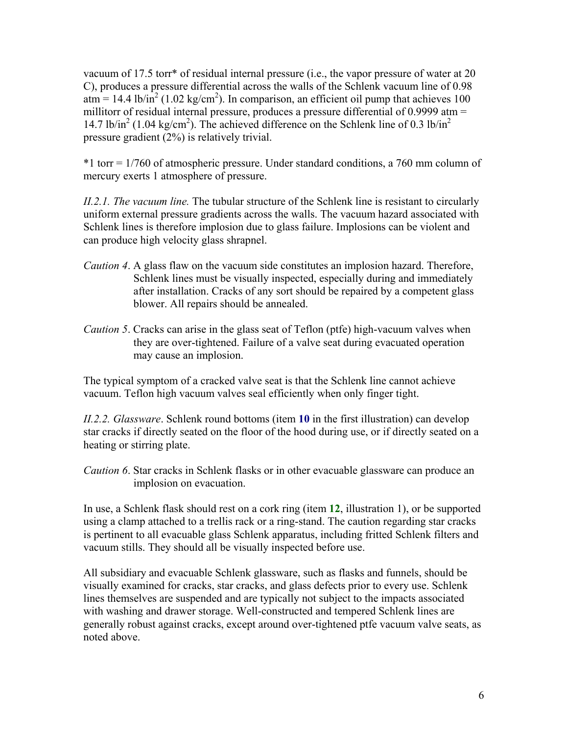vacuum of 17.5 torr* of residual internal pressure (i.e., the vapor pressure of water at 20 C), produces a pressure differential across the walls of the Schlenk vacuum line of 0.98 atm = 14.4 lb/in$^2$ (1.02 kg/cm$^2$). In comparison, an efficient oil pump that achieves 100 millitorr of residual internal pressure, produces a pressure differential of 0.9999 atm = 14.7 lb/in$^2$ (1.04 kg/cm$^2$). The achieved difference on the Schlenk line of 0.3 lb/in$^2$ pressure gradient (2%) is relatively trivial.

*1 torr = 1/760 of atmospheric pressure. Under standard conditions, a 760 mm column of mercury exerts 1 atmosphere of pressure.

*II.2.1. The vacuum line.* The tubular structure of the Schlenk line is resistant to circularly uniform external pressure gradients across the walls. The vacuum hazard associated with Schlenk lines is therefore implosion due to glass failure. Implosions can be violent and can produce high velocity glass shrapnel.

*Caution 4*. A glass flaw on the vacuum side constitutes an implosion hazard. Therefore, Schlenk lines must be visually inspected, especially during and immediately after installation. Cracks of any sort should be repaired by a competent glass blower. All repairs should be annealed.

*Caution 5*. Cracks can arise in the glass seat of Teflon (ptfe) high-vacuum valves when they are over-tightened. Failure of a valve seat during evacuated operation may cause an implosion.

The typical symptom of a cracked valve seat is that the Schlenk line cannot achieve vacuum. Teflon high vacuum valves seal efficiently when only finger tight.

*II.2.2. Glassware*. Schlenk round bottoms (item **10** in the first illustration) can develop star cracks if directly seated on the floor of the hood during use, or if directly seated on a heating or stirring plate.

*Caution 6*. Star cracks in Schlenk flasks or in other evacuable glassware can produce an implosion on evacuation.

In use, a Schlenk flask should rest on a cork ring (item **12**, illustration 1), or be supported using a clamp attached to a trellis rack or a ring-stand. The caution regarding star cracks is pertinent to all evacuable glass Schlenk apparatus, including fritted Schlenk filters and vacuum stills. They should all be visually inspected before use.

All subsidiary and evacuable Schlenk glassware, such as flasks and funnels, should be visually examined for cracks, star cracks, and glass defects prior to every use. Schlenk lines themselves are suspended and are typically not subject to the impacts associated with washing and drawer storage. Well-constructed and tempered Schlenk lines are generally robust against cracks, except around over-tightened ptfe vacuum valve seats, as noted above.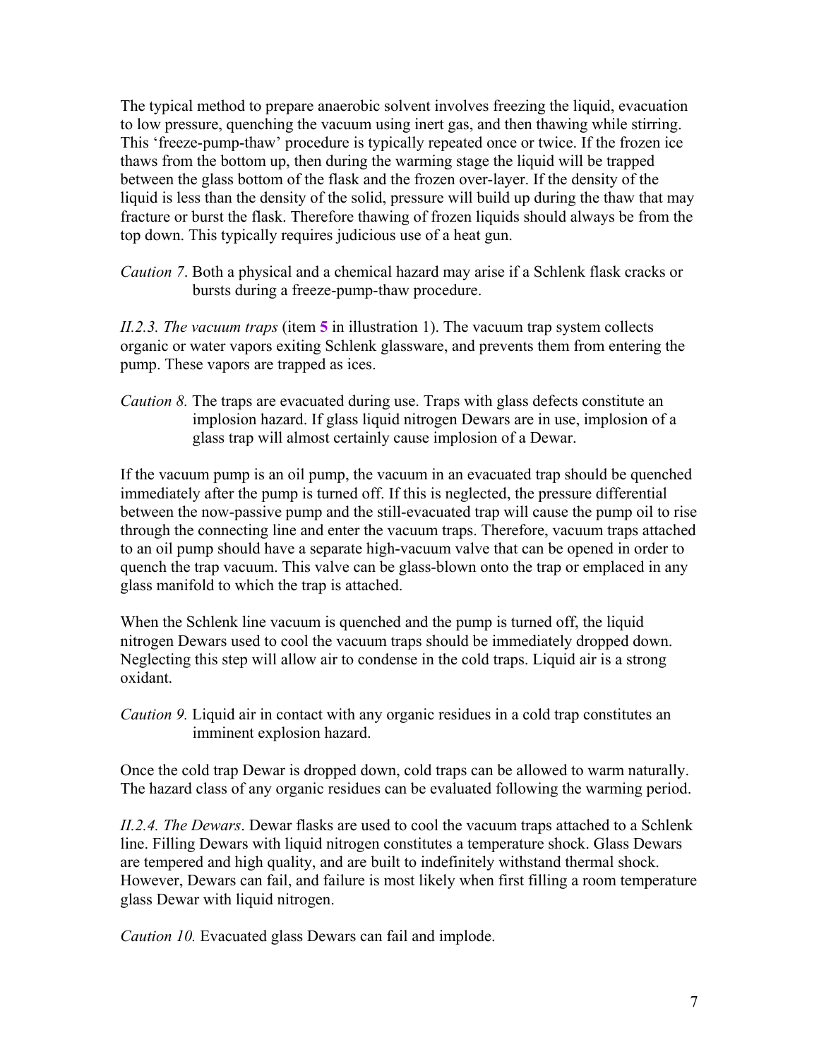The typical method to prepare anaerobic solvent involves freezing the liquid, evacuation to low pressure, quenching the vacuum using inert gas, and then thawing while stirring. This 'freeze-pump-thaw' procedure is typically repeated once or twice. If the frozen ice thaws from the bottom up, then during the warming stage the liquid will be trapped between the glass bottom of the flask and the frozen over-layer. If the density of the liquid is less than the density of the solid, pressure will build up during the thaw that may fracture or burst the flask. Therefore thawing of frozen liquids should always be from the top down. This typically requires judicious use of a heat gun.

*Caution 7*. Both a physical and a chemical hazard may arise if a Schlenk flask cracks or bursts during a freeze-pump-thaw procedure.

*II.2.3. The vacuum traps* (item **5** in illustration 1). The vacuum trap system collects organic or water vapors exiting Schlenk glassware, and prevents them from entering the pump. These vapors are trapped as ices.

*Caution 8.* The traps are evacuated during use. Traps with glass defects constitute an implosion hazard. If glass liquid nitrogen Dewars are in use, implosion of a glass trap will almost certainly cause implosion of a Dewar.

If the vacuum pump is an oil pump, the vacuum in an evacuated trap should be quenched immediately after the pump is turned off. If this is neglected, the pressure differential between the now-passive pump and the still-evacuated trap will cause the pump oil to rise through the connecting line and enter the vacuum traps. Therefore, vacuum traps attached to an oil pump should have a separate high-vacuum valve that can be opened in order to quench the trap vacuum. This valve can be glass-blown onto the trap or emplaced in any glass manifold to which the trap is attached.

When the Schlenk line vacuum is quenched and the pump is turned off, the liquid nitrogen Dewars used to cool the vacuum traps should be immediately dropped down. Neglecting this step will allow air to condense in the cold traps. Liquid air is a strong oxidant.

*Caution 9.* Liquid air in contact with any organic residues in a cold trap constitutes an imminent explosion hazard.

Once the cold trap Dewar is dropped down, cold traps can be allowed to warm naturally. The hazard class of any organic residues can be evaluated following the warming period.

*II.2.4. The Dewars*. Dewar flasks are used to cool the vacuum traps attached to a Schlenk line. Filling Dewars with liquid nitrogen constitutes a temperature shock. Glass Dewars are tempered and high quality, and are built to indefinitely withstand thermal shock. However, Dewars can fail, and failure is most likely when first filling a room temperature glass Dewar with liquid nitrogen.

*Caution 10.* Evacuated glass Dewars can fail and implode.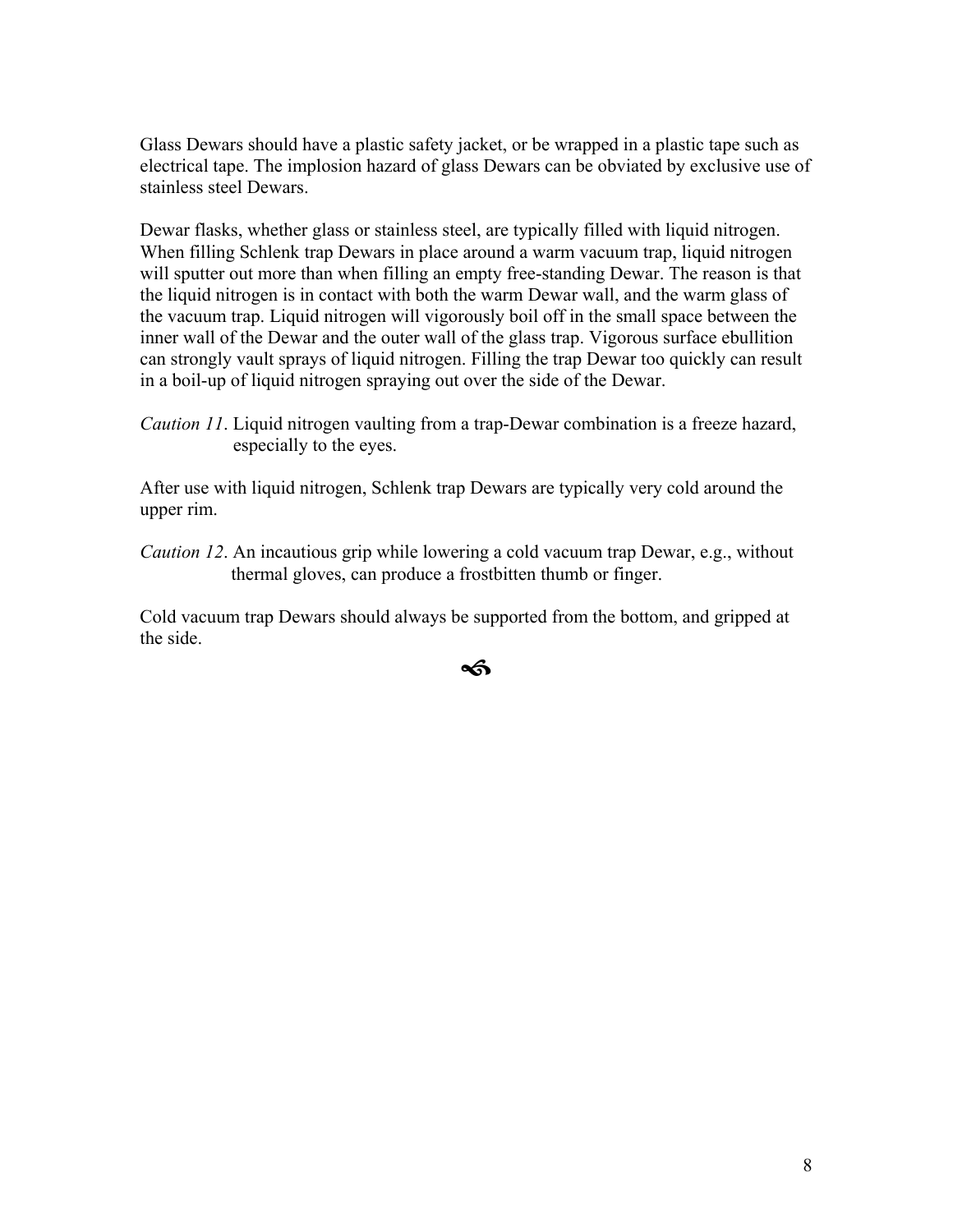Glass Dewars should have a plastic safety jacket, or be wrapped in a plastic tape such as electrical tape. The implosion hazard of glass Dewars can be obviated by exclusive use of stainless steel Dewars.

Dewar flasks, whether glass or stainless steel, are typically filled with liquid nitrogen. When filling Schlenk trap Dewars in place around a warm vacuum trap, liquid nitrogen will sputter out more than when filling an empty free-standing Dewar. The reason is that the liquid nitrogen is in contact with both the warm Dewar wall, and the warm glass of the vacuum trap. Liquid nitrogen will vigorously boil off in the small space between the inner wall of the Dewar and the outer wall of the glass trap. Vigorous surface ebullition can strongly vault sprays of liquid nitrogen. Filling the trap Dewar too quickly can result in a boil-up of liquid nitrogen spraying out over the side of the Dewar.

*Caution 11*. Liquid nitrogen vaulting from a trap-Dewar combination is a freeze hazard, especially to the eyes.

After use with liquid nitrogen, Schlenk trap Dewars are typically very cold around the upper rim.

*Caution 12*. An incautious grip while lowering a cold vacuum trap Dewar, e.g., without thermal gloves, can produce a frostbitten thumb or finger.

Cold vacuum trap Dewars should always be supported from the bottom, and gripped at the side.

☙